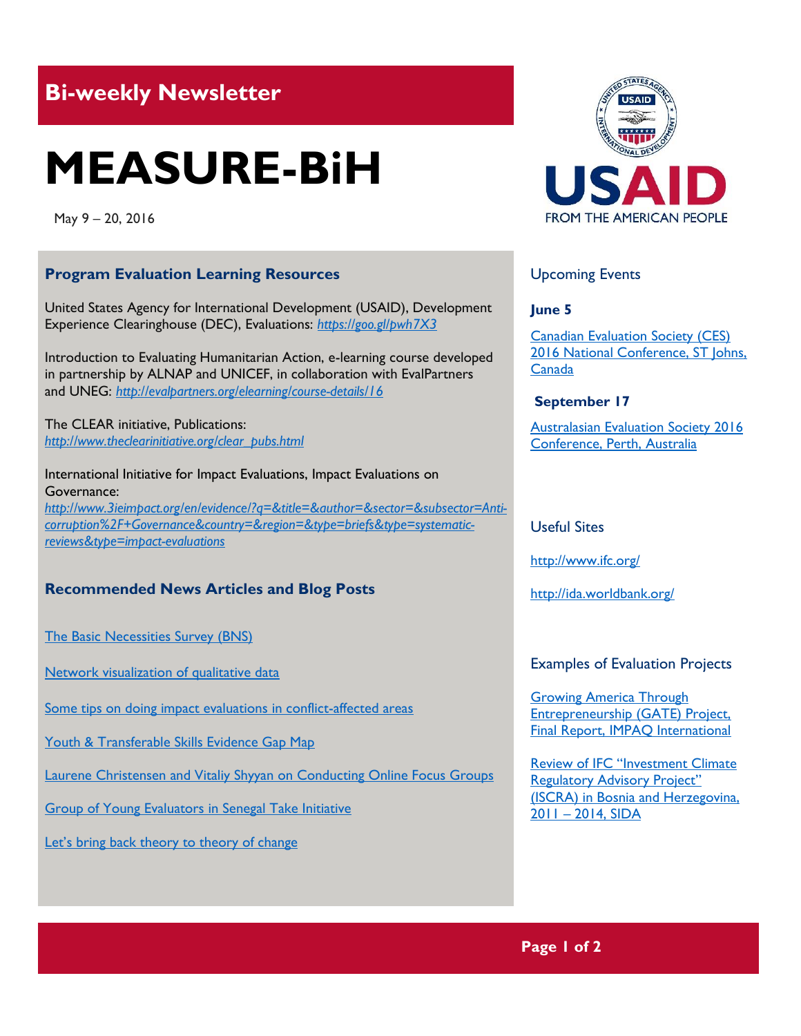# Bi-weekly Newsletter

# MEASURE-BiH

May 9 – 20, 2016

## Program Evaluation Learning Resources

United States Agency for International Development (USAID), Development Experience Clearinghouse (DEC), Evaluations: *https://goo.gl/pwh7X3*

Introduction to Evaluating Humanitarian Action, e-learning course developed in partnership by ALNAP and UNICEF, in collaboration with EvalPartners and UNEG: *http://evalpartners.org/elearning/course-details/16*

The CLEAR initiative, Publications: *http://www.theclearinitiative.org/clear_pubs.html*

International Initiative for Impact Evaluations, Impact Evaluations on Governance: *http://www.3ieimpact.org/en/evidence/?q=&title=&author=&sector=&subsector=Anti-corruption%2F+Governance&country=&region=&type=briefs&type=systematic-reviews&type=impact-evaluations*

## Recommended News Articles and Blog Posts

The Basic Necessities Survey (BNS)

Network visualization of qualitative data

Some tips on doing impact evaluations in conflict-affected areas

Youth & Transferable Skills Evidence Gap Map

Laurene Christensen and Vitaliy Shyyan on Conducting Online Focus Groups

Group of Young Evaluators in Senegal Take Initiative

Let's bring back theory to theory of change

## Upcoming Events

**June 5**

Canadian Evaluation Society (CES) 2016 National Conference, ST Johns, Canada

**September 17**

Australasian Evaluation Society 2016 Conference, Perth, Australia

## Useful Sites

http://www.ifc.org/

http://ida.worldbank.org/

## Examples of Evaluation Projects

Growing America Through Entrepreneurship (GATE) Project, Final Report, IMPAQ International

Review of IFC "Investment Climate Regulatory Advisory Project" (ISCRA) in Bosnia and Herzegovina, 2011 – 2014, SIDA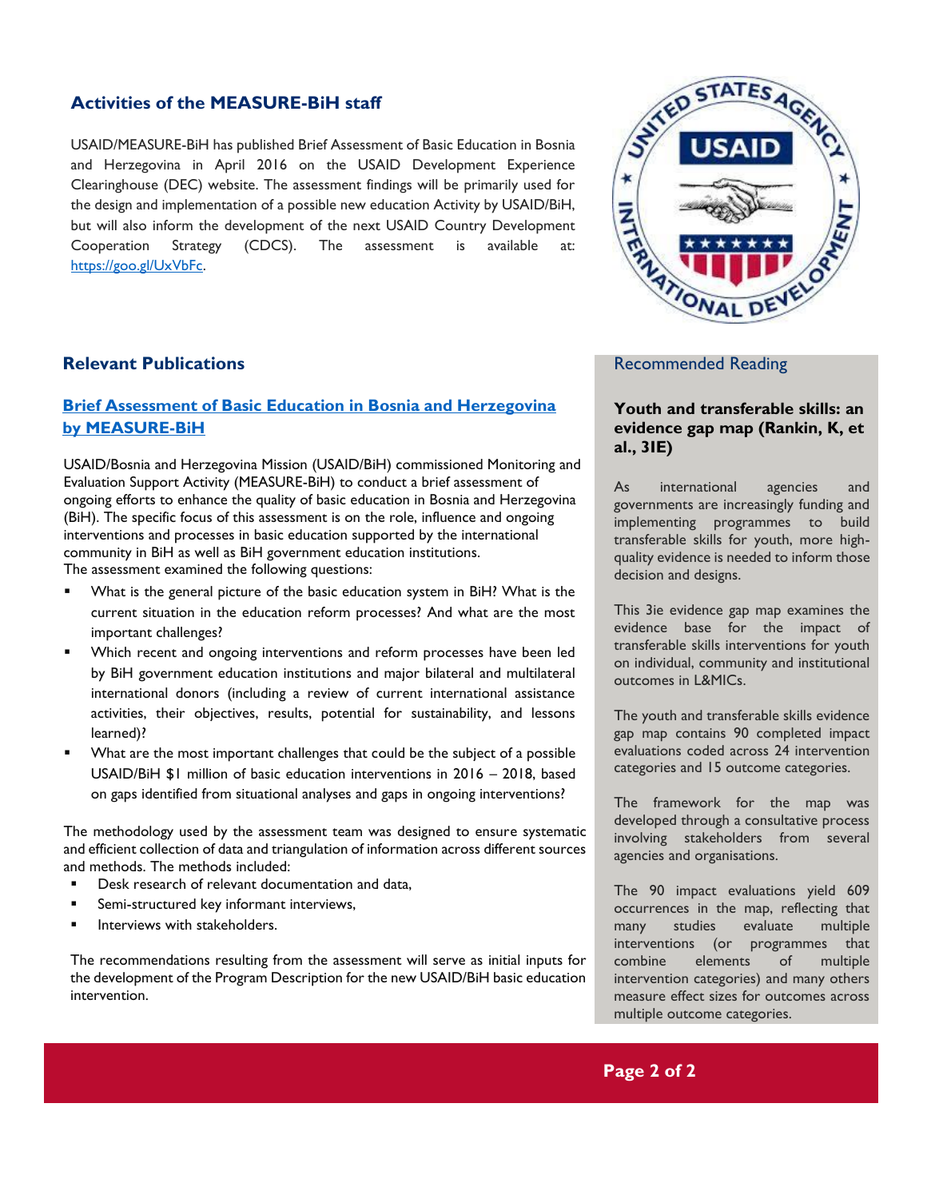## Activities of the MEASURE-BiH staff

USAID/MEASURE-BiH has published Brief Assessment of Basic Education in Bosnia and Herzegovina in April 2016 on the USAID Development Experience Clearinghouse (DEC) website. The assessment findings will be primarily used for the design and implementation of a possible new education Activity by USAID/BiH, but will also inform the development of the next USAID Country Development Cooperation Strategy (CDCS). The assessment is available at: https://goo.gl/UxVbFc.

## Relevant Publications

### Brief Assessment of Basic Education in Bosnia and Herzegovina by MEASURE-BiH

USAID/Bosnia and Herzegovina Mission (USAID/BiH) commissioned Monitoring and Evaluation Support Activity (MEASURE-BiH) to conduct a brief assessment of ongoing efforts to enhance the quality of basic education in Bosnia and Herzegovina (BiH). The specific focus of this assessment is on the role, influence and ongoing interventions and processes in basic education supported by the international community in BiH as well as BiH government education institutions.
The assessment examined the following questions:

- What is the general picture of the basic education system in BiH? What is the current situation in the education reform processes? And what are the most important challenges?
- Which recent and ongoing interventions and reform processes have been led by BiH government education institutions and major bilateral and multilateral international donors (including a review of current international assistance activities, their objectives, results, potential for sustainability, and lessons learned)?
- What are the most important challenges that could be the subject of a possible USAID/BiH $1 million of basic education interventions in 2016 – 2018, based on gaps identified from situational analyses and gaps in ongoing interventions?

The methodology used by the assessment team was designed to ensure systematic and efficient collection of data and triangulation of information across different sources and methods. The methods included:

- Desk research of relevant documentation and data,
- Semi-structured key informant interviews,
- Interviews with stakeholders.

The recommendations resulting from the assessment will serve as initial inputs for the development of the Program Description for the new USAID/BiH basic education intervention.

## Recommended Reading

### Youth and transferable skills: an evidence gap map (Rankin, K, et al., 3IE)

As international agencies and governments are increasingly funding and implementing programmes to build transferable skills for youth, more high-quality evidence is needed to inform those decision and designs.

This 3ie evidence gap map examines the evidence base for the impact of transferable skills interventions for youth on individual, community and institutional outcomes in L&MICs.

The youth and transferable skills evidence gap map contains 90 completed impact evaluations coded across 24 intervention categories and 15 outcome categories.

The framework for the map was developed through a consultative process involving stakeholders from several agencies and organisations.

The 90 impact evaluations yield 609 occurrences in the map, reflecting that many studies evaluate multiple interventions (or programmes that combine elements of multiple intervention categories) and many others measure effect sizes for outcomes across multiple outcome categories.